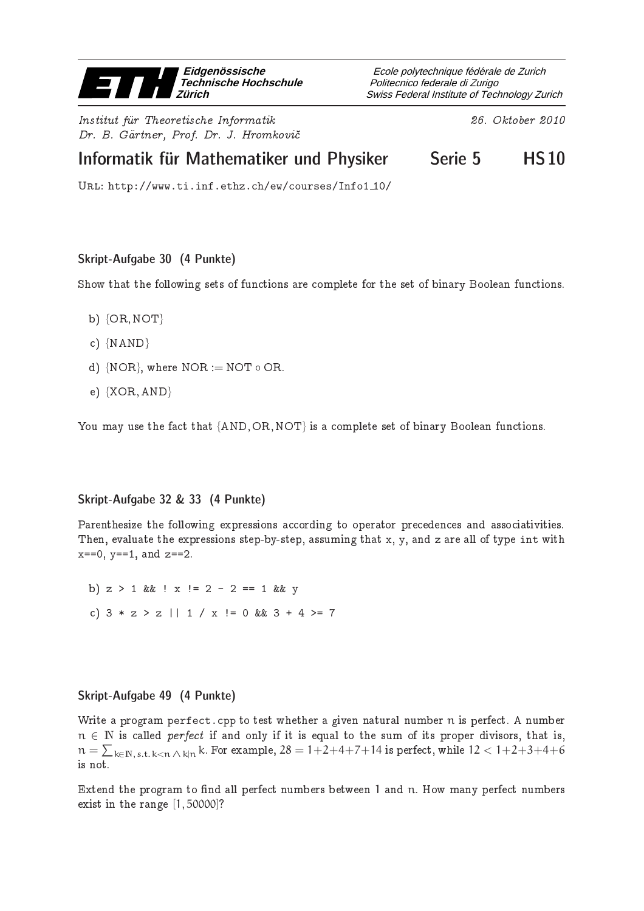Eidgenössische Technische Hochschule Zürich

Ecole polytechnique fédérale de Zurich
Politecnico federale di Zurigo
Swiss Federal Institute of Technology Zurich

*Institut für Theoretische Informatik*
*Dr. B. Gärtner, Prof. Dr. J. Hromkovič*

*26. Oktober 2010*

# Informatik für Mathematiker und Physiker — Serie 5 — HS 10

URL: http://www.ti.inf.ethz.ch/ew/courses/Info1_10/

### Skript-Aufgabe 30 (4 Punkte)

Show that the following sets of functions are complete for the set of binary Boolean functions.

b) $\{\mathrm{OR}, \mathrm{NOT}\}$

c) $\{\mathrm{NAND}\}$

d) $\{\mathrm{NOR}\}$, where $\mathrm{NOR} := \mathrm{NOT} \circ \mathrm{OR}$.

e) $\{\mathrm{XOR}, \mathrm{AND}\}$

You may use the fact that $\{\mathrm{AND}, \mathrm{OR}, \mathrm{NOT}\}$ is a complete set of binary Boolean functions.

### Skript-Aufgabe 32 & 33 (4 Punkte)

Parenthesize the following expressions according to operator precedences and associativities. Then, evaluate the expressions step-by-step, assuming that x, y, and z are all of type int with x==0, y==1, and z==2.

b) `z > 1 && ! x != 2 - 2 == 1 && y`

c) `3 * z > z || 1 / x != 0 && 3 + 4 >= 7`

### Skript-Aufgabe 49 (4 Punkte)

Write a program perfect.cpp to test whether a given natural number $n$ is perfect. A number $n \in \mathbb{N}$ is called *perfect* if and only if it is equal to the sum of its proper divisors, that is, $n = \sum_{k \in \mathbb{N}, \text{ s.t. } k<n \wedge k|n} k$. For example, $28 = 1+2+4+7+14$ is perfect, while $12 < 1+2+3+4+6$ is not.

Extend the program to find all perfect numbers between 1 and $n$. How many perfect numbers exist in the range $[1, 50000]$?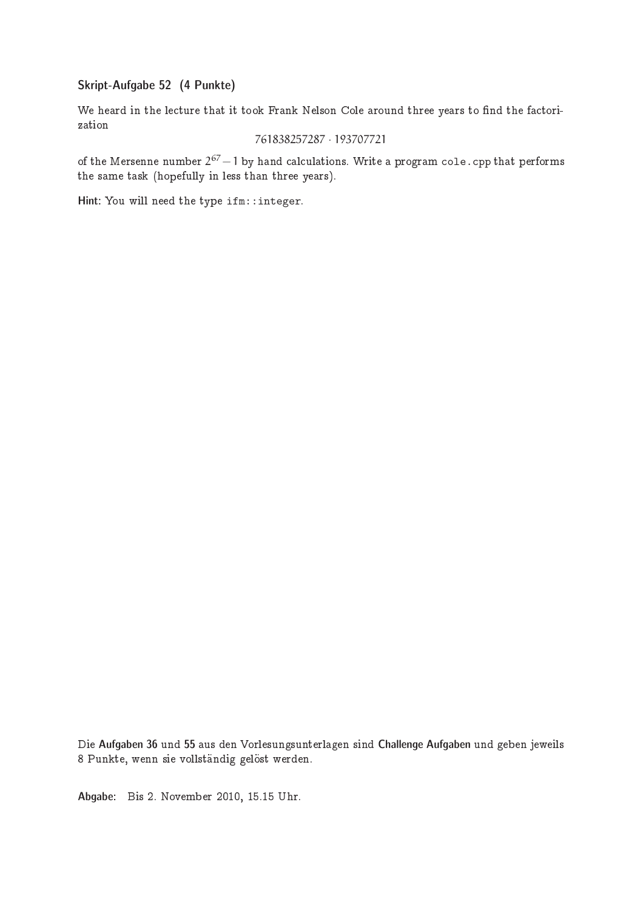### Skript-Aufgabe 52 (4 Punkte)

We heard in the lecture that it took Frank Nelson Cole around three years to find the factorization

$$761838257287 \cdot 193707721$$

of the Mersenne number $2^{67} - 1$ by hand calculations. Write a program `cole.cpp` that performs the same task (hopefully in less than three years).

**Hint:** You will need the type `ifm::integer`.

Die **Aufgaben 36** und **55** aus den Vorlesungsunterlagen sind **Challenge Aufgaben** und geben jeweils 8 Punkte, wenn sie vollständig gelöst werden.

**Abgabe:** Bis 2. November 2010, 15.15 Uhr.